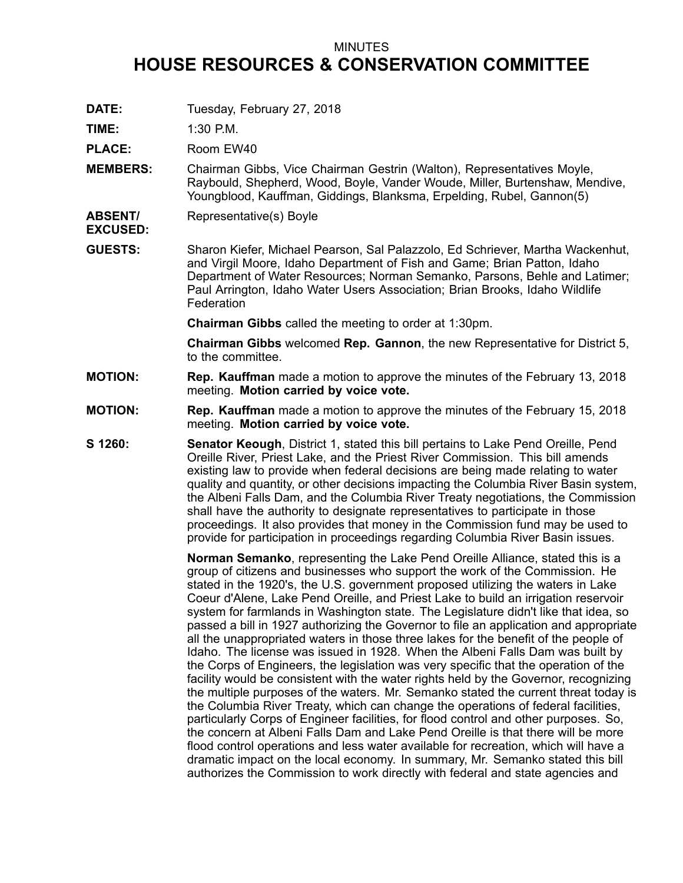MINUTES

# HOUSE RESOURCES & CONSERVATION COMMITTEE

**DATE:** Tuesday, February 27, 2018

**TIME:** 1:30 P.M.

**PLACE:** Room EW40

**MEMBERS:** Chairman Gibbs, Vice Chairman Gestrin (Walton), Representatives Moyle, Raybould, Shepherd, Wood, Boyle, Vander Woude, Miller, Burtenshaw, Mendive, Youngblood, Kauffman, Giddings, Blanksma, Erpelding, Rubel, Gannon(5)

**ABSENT/ EXCUSED:** Representative(s) Boyle

**GUESTS:** Sharon Kiefer, Michael Pearson, Sal Palazzolo, Ed Schriever, Martha Wackenhut, and Virgil Moore, Idaho Department of Fish and Game; Brian Patton, Idaho Department of Water Resources; Norman Semanko, Parsons, Behle and Latimer; Paul Arrington, Idaho Water Users Association; Brian Brooks, Idaho Wildlife Federation

**Chairman Gibbs** called the meeting to order at 1:30pm.

**Chairman Gibbs** welcomed **Rep. Gannon**, the new Representative for District 5, to the committee.

**MOTION:** **Rep. Kauffman** made a motion to approve the minutes of the February 13, 2018 meeting. **Motion carried by voice vote.**

**MOTION:** **Rep. Kauffman** made a motion to approve the minutes of the February 15, 2018 meeting. **Motion carried by voice vote.**

**S 1260:** **Senator Keough**, District 1, stated this bill pertains to Lake Pend Oreille, Pend Oreille River, Priest Lake, and the Priest River Commission. This bill amends existing law to provide when federal decisions are being made relating to water quality and quantity, or other decisions impacting the Columbia River Basin system, the Albeni Falls Dam, and the Columbia River Treaty negotiations, the Commission shall have the authority to designate representatives to participate in those proceedings. It also provides that money in the Commission fund may be used to provide for participation in proceedings regarding Columbia River Basin issues.

**Norman Semanko**, representing the Lake Pend Oreille Alliance, stated this is a group of citizens and businesses who support the work of the Commission. He stated in the 1920's, the U.S. government proposed utilizing the waters in Lake Coeur d'Alene, Lake Pend Oreille, and Priest Lake to build an irrigation reservoir system for farmlands in Washington state. The Legislature didn't like that idea, so passed a bill in 1927 authorizing the Governor to file an application and appropriate all the unappropriated waters in those three lakes for the benefit of the people of Idaho. The license was issued in 1928. When the Albeni Falls Dam was built by the Corps of Engineers, the legislation was very specific that the operation of the facility would be consistent with the water rights held by the Governor, recognizing the multiple purposes of the waters. Mr. Semanko stated the current threat today is the Columbia River Treaty, which can change the operations of federal facilities, particularly Corps of Engineer facilities, for flood control and other purposes. So, the concern at Albeni Falls Dam and Lake Pend Oreille is that there will be more flood control operations and less water available for recreation, which will have a dramatic impact on the local economy. In summary, Mr. Semanko stated this bill authorizes the Commission to work directly with federal and state agencies and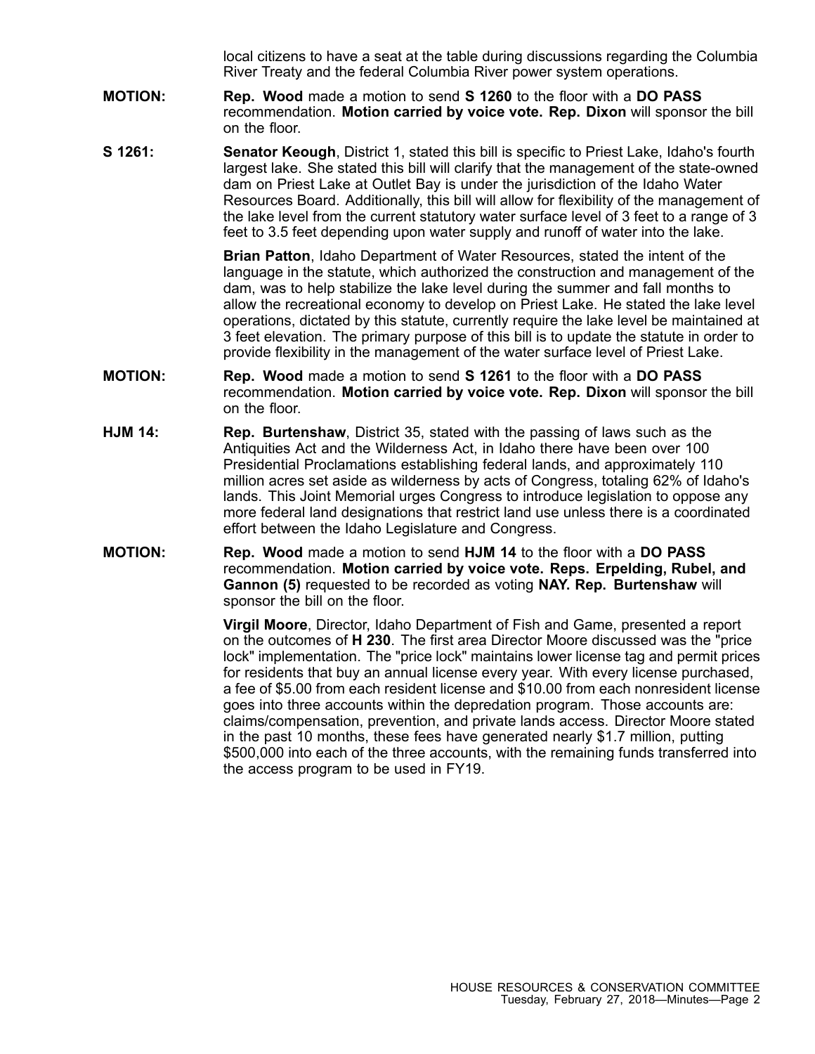local citizens to have a seat at the table during discussions regarding the Columbia River Treaty and the federal Columbia River power system operations.

**MOTION:** **Rep. Wood** made a motion to send **S 1260** to the floor with a **DO PASS** recommendation. **Motion carried by voice vote. Rep. Dixon** will sponsor the bill on the floor.

**S 1261:** **Senator Keough**, District 1, stated this bill is specific to Priest Lake, Idaho's fourth largest lake. She stated this bill will clarify that the management of the state-owned dam on Priest Lake at Outlet Bay is under the jurisdiction of the Idaho Water Resources Board. Additionally, this bill will allow for flexibility of the management of the lake level from the current statutory water surface level of 3 feet to a range of 3 feet to 3.5 feet depending upon water supply and runoff of water into the lake.

**Brian Patton**, Idaho Department of Water Resources, stated the intent of the language in the statute, which authorized the construction and management of the dam, was to help stabilize the lake level during the summer and fall months to allow the recreational economy to develop on Priest Lake. He stated the lake level operations, dictated by this statute, currently require the lake level be maintained at 3 feet elevation. The primary purpose of this bill is to update the statute in order to provide flexibility in the management of the water surface level of Priest Lake.

**MOTION:** **Rep. Wood** made a motion to send **S 1261** to the floor with a **DO PASS** recommendation. **Motion carried by voice vote. Rep. Dixon** will sponsor the bill on the floor.

**HJM 14:** **Rep. Burtenshaw**, District 35, stated with the passing of laws such as the Antiquities Act and the Wilderness Act, in Idaho there have been over 100 Presidential Proclamations establishing federal lands, and approximately 110 million acres set aside as wilderness by acts of Congress, totaling 62% of Idaho's lands. This Joint Memorial urges Congress to introduce legislation to oppose any more federal land designations that restrict land use unless there is a coordinated effort between the Idaho Legislature and Congress.

**MOTION:** **Rep. Wood** made a motion to send **HJM 14** to the floor with a **DO PASS** recommendation. **Motion carried by voice vote. Reps. Erpelding, Rubel, and Gannon (5)** requested to be recorded as voting **NAY. Rep. Burtenshaw** will sponsor the bill on the floor.

**Virgil Moore**, Director, Idaho Department of Fish and Game, presented a report on the outcomes of **H 230**. The first area Director Moore discussed was the "price lock" implementation. The "price lock" maintains lower license tag and permit prices for residents that buy an annual license every year. With every license purchased, a fee of $5.00 from each resident license and $10.00 from each nonresident license goes into three accounts within the depredation program. Those accounts are: claims/compensation, prevention, and private lands access. Director Moore stated in the past 10 months, these fees have generated nearly $1.7 million, putting $500,000 into each of the three accounts, with the remaining funds transferred into the access program to be used in FY19.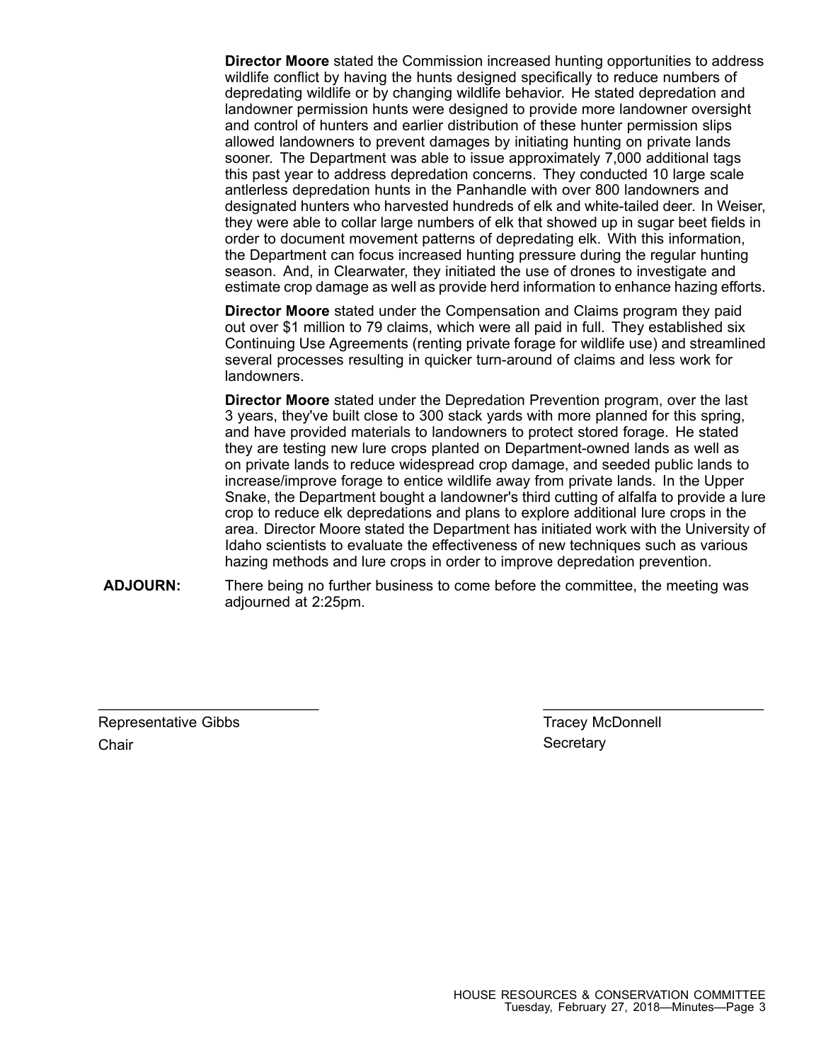**Director Moore** stated the Commission increased hunting opportunities to address wildlife conflict by having the hunts designed specifically to reduce numbers of depredating wildlife or by changing wildlife behavior. He stated depredation and landowner permission hunts were designed to provide more landowner oversight and control of hunters and earlier distribution of these hunter permission slips allowed landowners to prevent damages by initiating hunting on private lands sooner. The Department was able to issue approximately 7,000 additional tags this past year to address depredation concerns. They conducted 10 large scale antlerless depredation hunts in the Panhandle with over 800 landowners and designated hunters who harvested hundreds of elk and white-tailed deer. In Weiser, they were able to collar large numbers of elk that showed up in sugar beet fields in order to document movement patterns of depredating elk. With this information, the Department can focus increased hunting pressure during the regular hunting season. And, in Clearwater, they initiated the use of drones to investigate and estimate crop damage as well as provide herd information to enhance hazing efforts.

**Director Moore** stated under the Compensation and Claims program they paid out over $1 million to 79 claims, which were all paid in full. They established six Continuing Use Agreements (renting private forage for wildlife use) and streamlined several processes resulting in quicker turn-around of claims and less work for landowners.

**Director Moore** stated under the Depredation Prevention program, over the last 3 years, they've built close to 300 stack yards with more planned for this spring, and have provided materials to landowners to protect stored forage. He stated they are testing new lure crops planted on Department-owned lands as well as on private lands to reduce widespread crop damage, and seeded public lands to increase/improve forage to entice wildlife away from private lands. In the Upper Snake, the Department bought a landowner's third cutting of alfalfa to provide a lure crop to reduce elk depredations and plans to explore additional lure crops in the area. Director Moore stated the Department has initiated work with the University of Idaho scientists to evaluate the effectiveness of new techniques such as various hazing methods and lure crops in order to improve depredation prevention.

**ADJOURN:** There being no further business to come before the committee, the meeting was adjourned at 2:25pm.

___________________________
Representative Gibbs
Chair

___________________________
Tracey McDonnell
Secretary